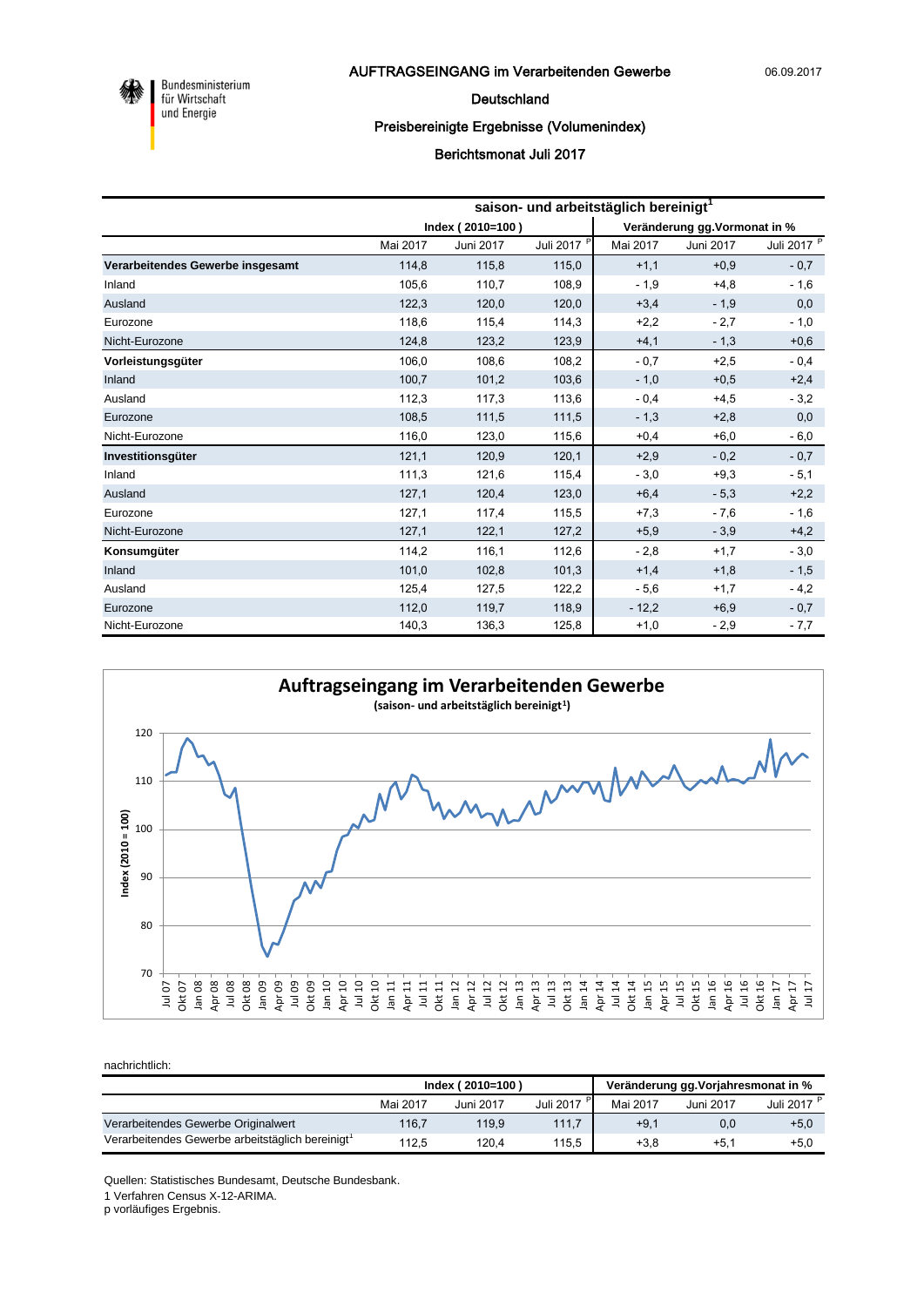Bundesministerium für Wirtschaft und Energie

06.09.2017

# AUFTRAGSEINGANG im Verarbeitenden Gewerbe

## Deutschland

### Preisbereinigte Ergebnisse (Volumenindex)

### Berichtsmonat Juli 2017

| | saison- und arbeitstäglich bereinigt[1] | | | | | |
|---|---|---|---|---|---|---|
| | Index ( 2010=100 ) | | | Veränderung gg.Vormonat in % | | |
| | Mai 2017 | Juni 2017 | Juli 2017 [P] | Mai 2017 | Juni 2017 | Juli 2017 [P] |
| **Verarbeitendes Gewerbe insgesamt** | 114,8 | 115,8 | 115,0 | +1,1 | +0,9 | - 0,7 |
| Inland | 105,6 | 110,7 | 108,9 | - 1,9 | +4,8 | - 1,6 |
| Ausland | 122,3 | 120,0 | 120,0 | +3,4 | - 1,9 | 0,0 |
| Eurozone | 118,6 | 115,4 | 114,3 | +2,2 | - 2,7 | - 1,0 |
| Nicht-Eurozone | 124,8 | 123,2 | 123,9 | +4,1 | - 1,3 | +0,6 |
| **Vorleistungsgüter** | 106,0 | 108,6 | 108,2 | - 0,7 | +2,5 | - 0,4 |
| Inland | 100,7 | 101,2 | 103,6 | - 1,0 | +0,5 | +2,4 |
| Ausland | 112,3 | 117,3 | 113,6 | - 0,4 | +4,5 | - 3,2 |
| Eurozone | 108,5 | 111,5 | 111,5 | - 1,3 | +2,8 | 0,0 |
| Nicht-Eurozone | 116,0 | 123,0 | 115,6 | +0,4 | +6,0 | - 6,0 |
| **Investitionsgüter** | 121,1 | 120,9 | 120,1 | +2,9 | - 0,2 | - 0,7 |
| Inland | 111,3 | 121,6 | 115,4 | - 3,0 | +9,3 | - 5,1 |
| Ausland | 127,1 | 120,4 | 123,0 | +6,4 | - 5,3 | +2,2 |
| Eurozone | 127,1 | 117,4 | 115,5 | +7,3 | - 7,6 | - 1,6 |
| Nicht-Eurozone | 127,1 | 122,1 | 127,2 | +5,9 | - 3,9 | +4,2 |
| **Konsumgüter** | 114,2 | 116,1 | 112,6 | - 2,8 | +1,7 | - 3,0 |
| Inland | 101,0 | 102,8 | 101,3 | +1,4 | +1,8 | - 1,5 |
| Ausland | 125,4 | 127,5 | 122,2 | - 5,6 | +1,7 | - 4,2 |
| Eurozone | 112,0 | 119,7 | 118,9 | - 12,2 | +6,9 | - 0,7 |
| Nicht-Eurozone | 140,3 | 136,3 | 125,8 | +1,0 | - 2,9 | - 7,7 |

**Auftragseingang im Verarbeitenden Gewerbe**
(saison- und arbeitstäglich bereinigt[1])

nachrichtlich:

| | Index ( 2010=100 ) | | | Veränderung gg.Vorjahresmonat in % | | |
|---|---|---|---|---|---|---|
| | Mai 2017 | Juni 2017 | Juli 2017 [P] | Mai 2017 | Juni 2017 | Juli 2017 [P] |
| Verarbeitendes Gewerbe Originalwert | 116,7 | 119,9 | 111,7 | +9,1 | 0,0 | +5,0 |
| Verarbeitendes Gewerbe arbeitstäglich bereinigt[1] | 112,5 | 120,4 | 115,5 | +3,8 | +5,1 | +5,0 |

Quellen: Statistisches Bundesamt, Deutsche Bundesbank.
1 Verfahren Census X-12-ARIMA.
p vorläufiges Ergebnis.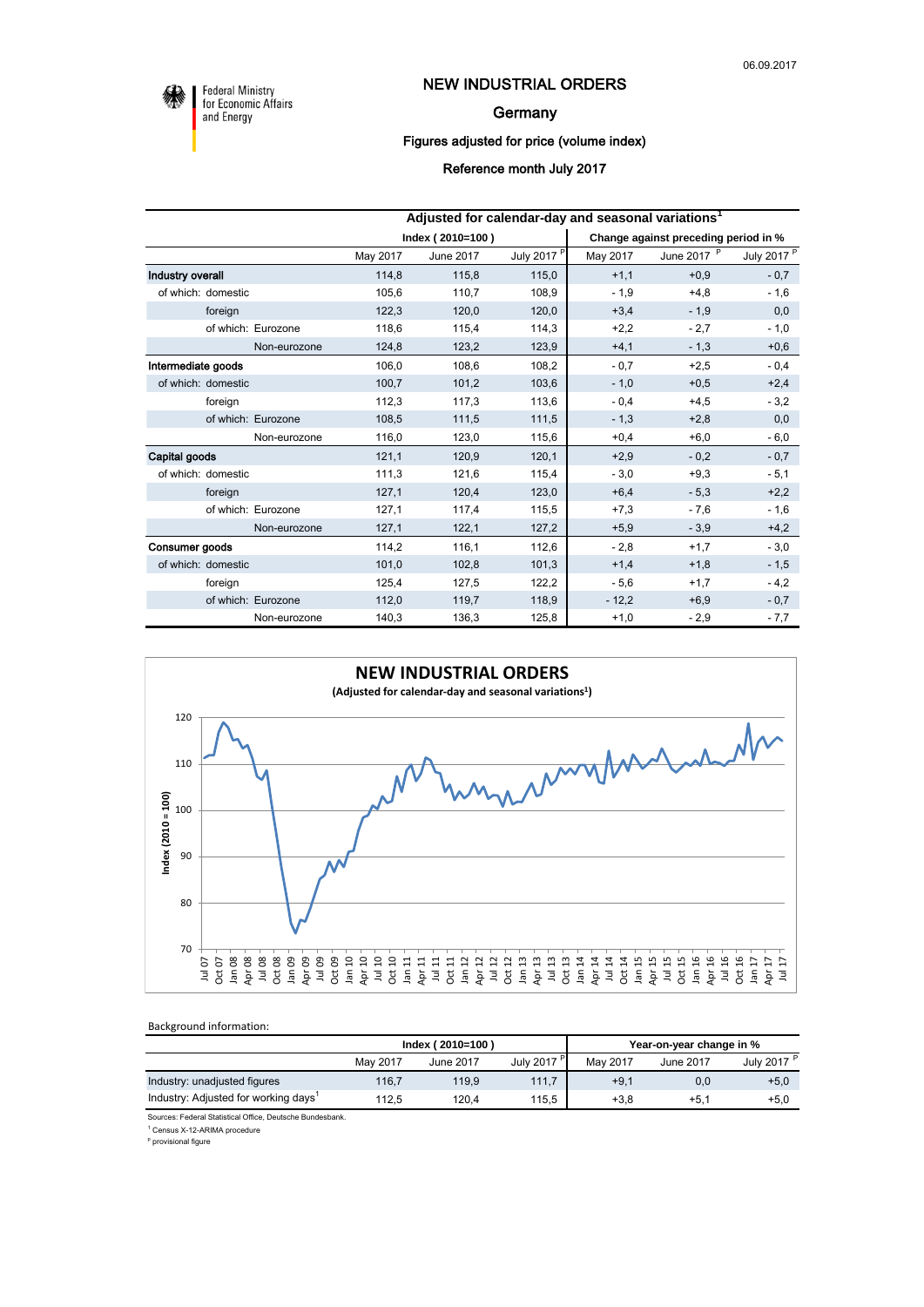06.09.2017

Federal Ministry for Economic Affairs and Energy

# NEW INDUSTRIAL ORDERS

## Germany

### Figures adjusted for price (volume index)

### Reference month July 2017

| | Adjusted for calendar-day and seasonal variations[1] | | | | | |
|---|---|---|---|---|---|---|
| | Index ( 2010=100 ) | | | Change against preceding period in % | | |
| | May 2017 | June 2017 | July 2017 [P] | May 2017 | June 2017 [P] | July 2017 [P] |
| **Industry overall** | 114,8 | 115,8 | 115,0 | +1,1 | +0,9 | - 0,7 |
| of which: domestic | 105,6 | 110,7 | 108,9 | - 1,9 | +4,8 | - 1,6 |
| foreign | 122,3 | 120,0 | 120,0 | +3,4 | - 1,9 | 0,0 |
| of which: Eurozone | 118,6 | 115,4 | 114,3 | +2,2 | - 2,7 | - 1,0 |
| Non-eurozone | 124,8 | 123,2 | 123,9 | +4,1 | - 1,3 | +0,6 |
| **Intermediate goods** | 106,0 | 108,6 | 108,2 | - 0,7 | +2,5 | - 0,4 |
| of which: domestic | 100,7 | 101,2 | 103,6 | - 1,0 | +0,5 | +2,4 |
| foreign | 112,3 | 117,3 | 113,6 | - 0,4 | +4,5 | - 3,2 |
| of which: Eurozone | 108,5 | 111,5 | 111,5 | - 1,3 | +2,8 | 0,0 |
| Non-eurozone | 116,0 | 123,0 | 115,6 | +0,4 | +6,0 | - 6,0 |
| **Capital goods** | 121,1 | 120,9 | 120,1 | +2,9 | - 0,2 | - 0,7 |
| of which: domestic | 111,3 | 121,6 | 115,4 | - 3,0 | +9,3 | - 5,1 |
| foreign | 127,1 | 120,4 | 123,0 | +6,4 | - 5,3 | +2,2 |
| of which: Eurozone | 127,1 | 117,4 | 115,5 | +7,3 | - 7,6 | - 1,6 |
| Non-eurozone | 127,1 | 122,1 | 127,2 | +5,9 | - 3,9 | +4,2 |
| **Consumer goods** | 114,2 | 116,1 | 112,6 | - 2,8 | +1,7 | - 3,0 |
| of which: domestic | 101,0 | 102,8 | 101,3 | +1,4 | +1,8 | - 1,5 |
| foreign | 125,4 | 127,5 | 122,2 | - 5,6 | +1,7 | - 4,2 |
| of which: Eurozone | 112,0 | 119,7 | 118,9 | - 12,2 | +6,9 | - 0,7 |
| Non-eurozone | 140,3 | 136,3 | 125,8 | +1,0 | - 2,9 | - 7,7 |

**NEW INDUSTRIAL ORDERS**

**(Adjusted for calendar-day and seasonal variations[1])**

Background information:

| | Index ( 2010=100 ) | | | Year-on-year change in % | | |
|---|---|---|---|---|---|---|
| | May 2017 | June 2017 | July 2017 [P] | May 2017 | June 2017 | July 2017 [P] |
| Industry: unadjusted figures | 116,7 | 119,9 | 111,7 | +9,1 | 0,0 | +5,0 |
| Industry: Adjusted for working days[1] | 112,5 | 120,4 | 115,5 | +3,8 | +5,1 | +5,0 |

Sources: Federal Statistical Office, Deutsche Bundesbank.

[1] Census X-12-ARIMA procedure

[P] provisional figure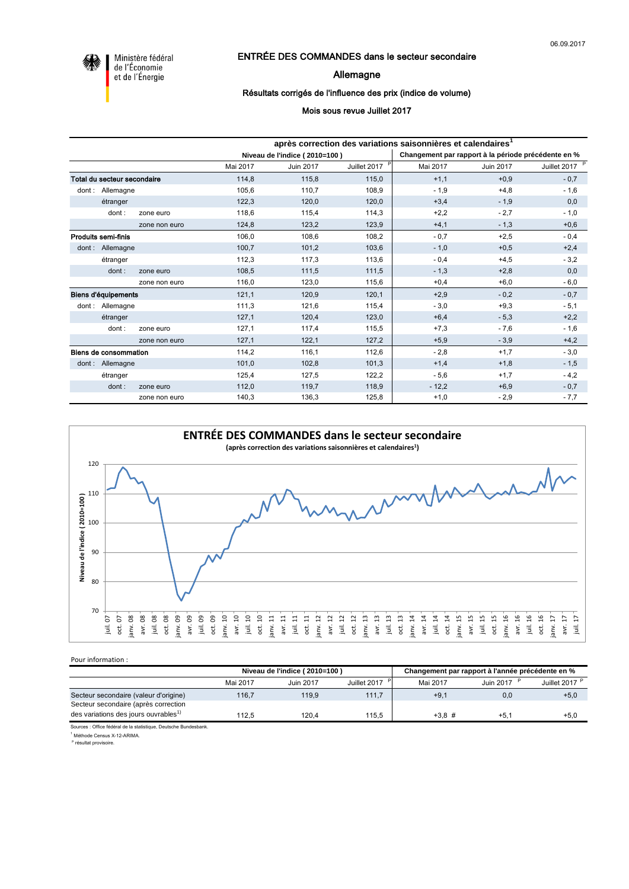06.09.2017

Ministère fédéral de l'Économie et de l'Énergie

# ENTRÉE DES COMMANDES dans le secteur secondaire

## Allemagne

### Résultats corrigés de l'influence des prix (indice de volume)

### Mois sous revue Juillet 2017

| | après correction des variations saisonnières et calendaires[1] | | | | | |
|---|---|---|---|---|---|---|
| | Niveau de l'indice ( 2010=100 ) | | | Changement par rapport à la période précédente en % | | |
| | Mai 2017 | Juin 2017 | Juillet 2017 [P] | Mai 2017 | Juin 2017 | Juillet 2017 [P] |
| **Total du secteur secondaire** | 114,8 | 115,8 | 115,0 | +1,1 | +0,9 | - 0,7 |
| dont : Allemagne | 105,6 | 110,7 | 108,9 | - 1,9 | +4,8 | - 1,6 |
| étranger | 122,3 | 120,0 | 120,0 | +3,4 | - 1,9 | 0,0 |
| dont : zone euro | 118,6 | 115,4 | 114,3 | +2,2 | - 2,7 | - 1,0 |
| zone non euro | 124,8 | 123,2 | 123,9 | +4,1 | - 1,3 | +0,6 |
| **Produits semi-finis** | 106,0 | 108,6 | 108,2 | - 0,7 | +2,5 | - 0,4 |
| dont : Allemagne | 100,7 | 101,2 | 103,6 | - 1,0 | +0,5 | +2,4 |
| étranger | 112,3 | 117,3 | 113,6 | - 0,4 | +4,5 | - 3,2 |
| dont : zone euro | 108,5 | 111,5 | 111,5 | - 1,3 | +2,8 | 0,0 |
| zone non euro | 116,0 | 123,0 | 115,6 | +0,4 | +6,0 | - 6,0 |
| **Biens d'équipements** | 121,1 | 120,9 | 120,1 | +2,9 | - 0,2 | - 0,7 |
| dont : Allemagne | 111,3 | 121,6 | 115,4 | - 3,0 | +9,3 | - 5,1 |
| étranger | 127,1 | 120,4 | 123,0 | +6,4 | - 5,3 | +2,2 |
| dont : zone euro | 127,1 | 117,4 | 115,5 | +7,3 | - 7,6 | - 1,6 |
| zone non euro | 127,1 | 122,1 | 127,2 | +5,9 | - 3,9 | +4,2 |
| **Biens de consommation** | 114,2 | 116,1 | 112,6 | - 2,8 | +1,7 | - 3,0 |
| dont : Allemagne | 101,0 | 102,8 | 101,3 | +1,4 | +1,8 | - 1,5 |
| étranger | 125,4 | 127,5 | 122,2 | - 5,6 | +1,7 | - 4,2 |
| dont : zone euro | 112,0 | 119,7 | 118,9 | - 12,2 | +6,9 | - 0,7 |
| zone non euro | 140,3 | 136,3 | 125,8 | +1,0 | - 2,9 | - 7,7 |

**ENTRÉE DES COMMANDES dans le secteur secondaire**
(après correction des variations saisonnières et calendaires[1])

Niveau de l'indice ( 2010=100 )

120
110
100
90
80
70

juil. 07, oct. 07, janv. 08, avr. 08, juil. 08, oct. 08, janv. 09, avr. 09, juil. 09, oct. 09, janv. 10, avr. 10, juil. 10, oct. 10, janv. 11, avr. 11, juil. 11, oct. 11, janv. 12, avr. 12, juil. 12, oct. 12, janv. 13, avr. 13, juil. 13, oct. 13, janv. 14, avr. 14, juil. 14, oct. 14, janv. 15, avr. 15, juil. 15, oct. 15, janv. 16, avr. 16, juil. 16, oct. 16, janv. 17, avr. 17, juil. 17

Pour information :

| | Niveau de l'indice ( 2010=100 ) | | | Changement par rapport à l'année précédente en % | | |
|---|---|---|---|---|---|---|
| | Mai 2017 | Juin 2017 | Juillet 2017 [P] | Mai 2017 | Juin 2017 [P] | Juillet 2017 [P] |
| Secteur secondaire (valeur d'origine) | 116,7 | 119,9 | 111,7 | +9,1 | 0,0 | +5,0 |
| Secteur secondaire (après correction des variations des jours ouvrables[1]) | 112,5 | 120,4 | 115,5 | +3,8 # | +5,1 | +5,0 |

Sources : Office fédéral de la statistique, Deutsche Bundesbank.

[1] Méthode Census X-12-ARIMA.

[P] résultat provisoire.